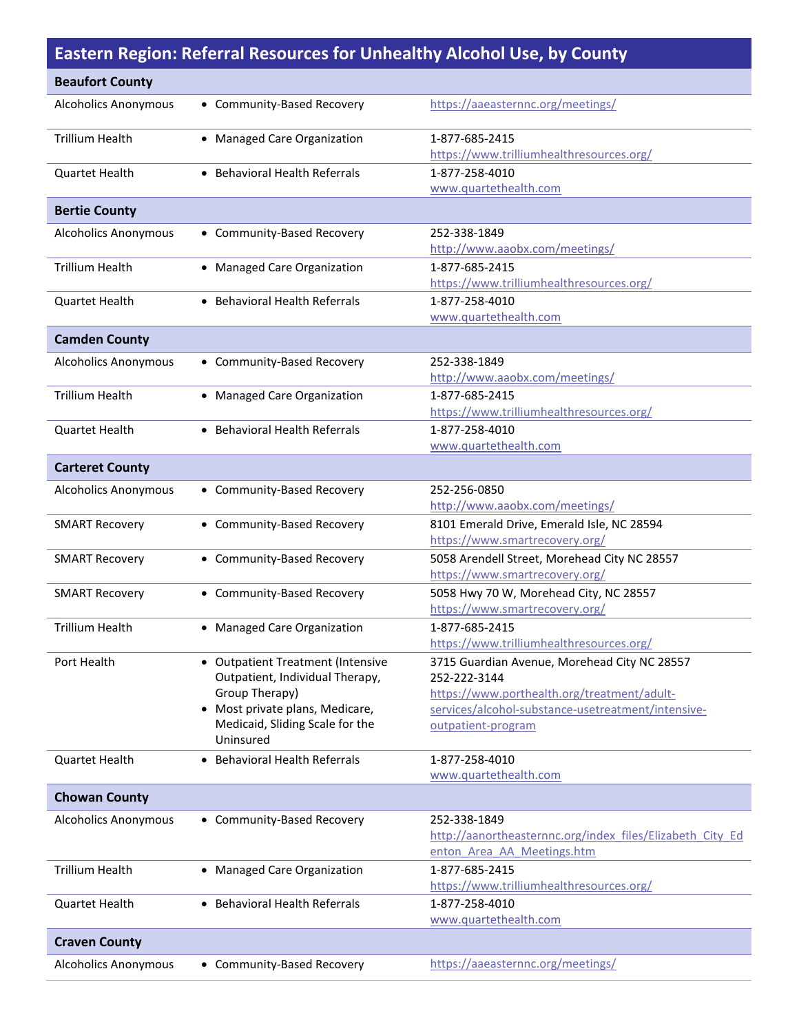# Eastern Region: Referral Resources for Unhealthy Alcohol Use, by County

| Resource | Type | Contact |
|---|---|---|
| **Beaufort County** | | |
| Alcoholics Anonymous | • Community-Based Recovery | https://aaeasternnc.org/meetings/ |
| Trillium Health | • Managed Care Organization | 1-877-685-2415<br>https://www.trilliumhealthresources.org/ |
| Quartet Health | • Behavioral Health Referrals | 1-877-258-4010<br>www.quartethealth.com |
| **Bertie County** | | |
| Alcoholics Anonymous | • Community-Based Recovery | 252-338-1849<br>http://www.aaobx.com/meetings/ |
| Trillium Health | • Managed Care Organization | 1-877-685-2415<br>https://www.trilliumhealthresources.org/ |
| Quartet Health | • Behavioral Health Referrals | 1-877-258-4010<br>www.quartethealth.com |
| **Camden County** | | |
| Alcoholics Anonymous | • Community-Based Recovery | 252-338-1849<br>http://www.aaobx.com/meetings/ |
| Trillium Health | • Managed Care Organization | 1-877-685-2415<br>https://www.trilliumhealthresources.org/ |
| Quartet Health | • Behavioral Health Referrals | 1-877-258-4010<br>www.quartethealth.com |
| **Carteret County** | | |
| Alcoholics Anonymous | • Community-Based Recovery | 252-256-0850<br>http://www.aaobx.com/meetings/ |
| SMART Recovery | • Community-Based Recovery | 8101 Emerald Drive, Emerald Isle, NC 28594<br>https://www.smartrecovery.org/ |
| SMART Recovery | • Community-Based Recovery | 5058 Arendell Street, Morehead City NC 28557<br>https://www.smartrecovery.org/ |
| SMART Recovery | • Community-Based Recovery | 5058 Hwy 70 W, Morehead City, NC 28557<br>https://www.smartrecovery.org/ |
| Trillium Health | • Managed Care Organization | 1-877-685-2415<br>https://www.trilliumhealthresources.org/ |
| Port Health | • Outpatient Treatment (Intensive Outpatient, Individual Therapy, Group Therapy)<br>• Most private plans, Medicare, Medicaid, Sliding Scale for the Uninsured | 3715 Guardian Avenue, Morehead City NC 28557<br>252-222-3144<br>https://www.porthealth.org/treatment/adult-services/alcohol-substance-usetreatment/intensive-outpatient-program |
| Quartet Health | • Behavioral Health Referrals | 1-877-258-4010<br>www.quartethealth.com |
| **Chowan County** | | |
| Alcoholics Anonymous | • Community-Based Recovery | 252-338-1849<br>http://aanortheasternnc.org/index_files/Elizabeth_City_Edenton_Area_AA_Meetings.htm |
| Trillium Health | • Managed Care Organization | 1-877-685-2415<br>https://www.trilliumhealthresources.org/ |
| Quartet Health | • Behavioral Health Referrals | 1-877-258-4010<br>www.quartethealth.com |
| **Craven County** | | |
| Alcoholics Anonymous | • Community-Based Recovery | https://aaeasternnc.org/meetings/ |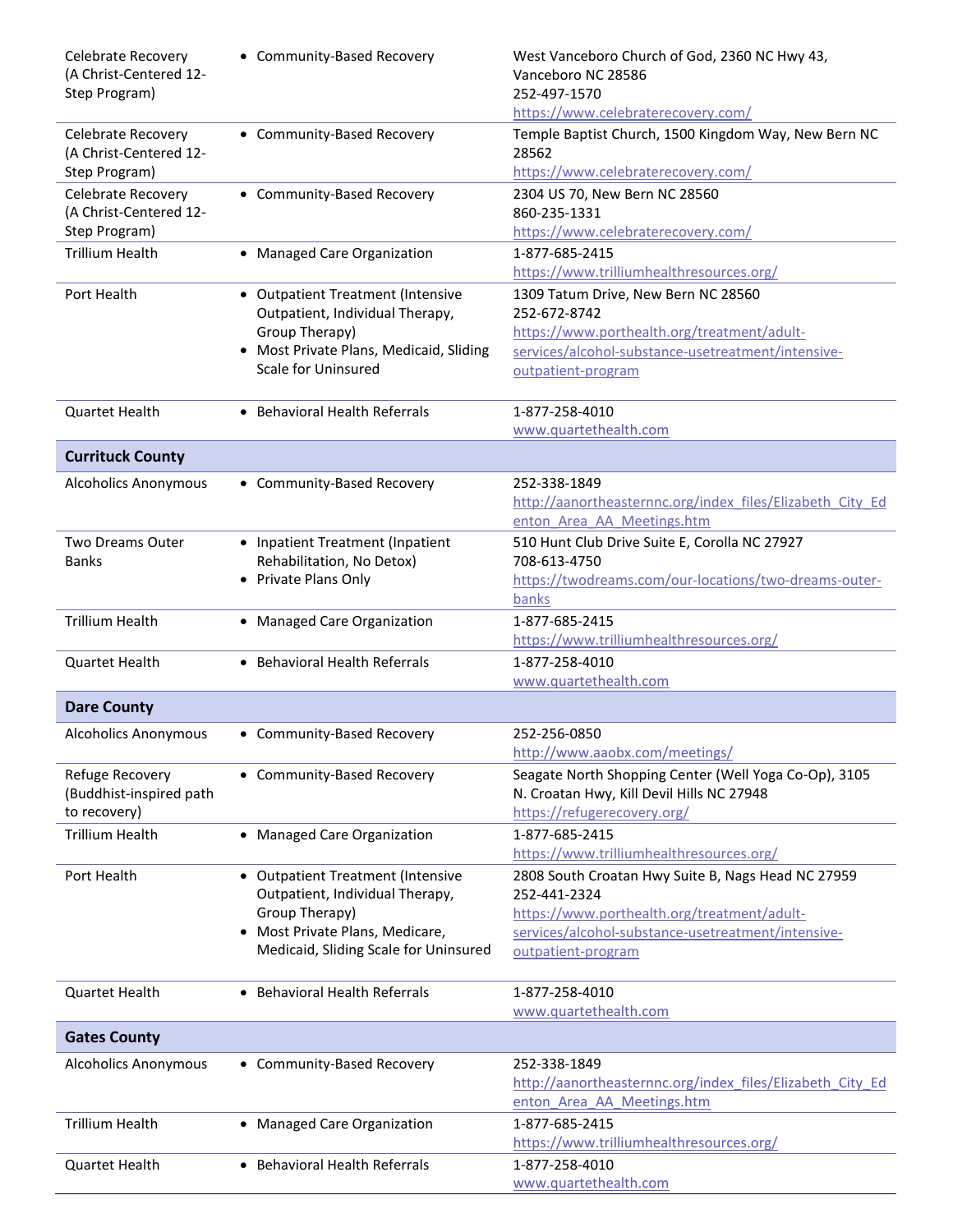| | | |
|---|---|---|
| Celebrate Recovery (A Christ-Centered 12-Step Program) | • Community-Based Recovery | West Vanceboro Church of God, 2360 NC Hwy 43, Vanceboro NC 28586<br>252-497-1570<br>https://www.celebraterecovery.com/ |
| Celebrate Recovery (A Christ-Centered 12-Step Program) | • Community-Based Recovery | Temple Baptist Church, 1500 Kingdom Way, New Bern NC 28562<br>https://www.celebraterecovery.com/ |
| Celebrate Recovery (A Christ-Centered 12-Step Program) | • Community-Based Recovery | 2304 US 70, New Bern NC 28560<br>860-235-1331<br>https://www.celebraterecovery.com/ |
| Trillium Health | • Managed Care Organization | 1-877-685-2415<br>https://www.trilliumhealthresources.org/ |
| Port Health | • Outpatient Treatment (Intensive Outpatient, Individual Therapy, Group Therapy)<br>• Most Private Plans, Medicaid, Sliding Scale for Uninsured | 1309 Tatum Drive, New Bern NC 28560<br>252-672-8742<br>https://www.porthealth.org/treatment/adult-services/alcohol-substance-usetreatment/intensive-outpatient-program |
| Quartet Health | • Behavioral Health Referrals | 1-877-258-4010<br>www.quartethealth.com |
| **Currituck County** | | |
| Alcoholics Anonymous | • Community-Based Recovery | 252-338-1849<br>http://aanortheasternnc.org/index_files/Elizabeth_City_Edenton_Area_AA_Meetings.htm |
| Two Dreams Outer Banks | • Inpatient Treatment (Inpatient Rehabilitation, No Detox)<br>• Private Plans Only | 510 Hunt Club Drive Suite E, Corolla NC 27927<br>708-613-4750<br>https://twodreams.com/our-locations/two-dreams-outer-banks |
| Trillium Health | • Managed Care Organization | 1-877-685-2415<br>https://www.trilliumhealthresources.org/ |
| Quartet Health | • Behavioral Health Referrals | 1-877-258-4010<br>www.quartethealth.com |
| **Dare County** | | |
| Alcoholics Anonymous | • Community-Based Recovery | 252-256-0850<br>http://www.aaobx.com/meetings/ |
| Refuge Recovery (Buddhist-inspired path to recovery) | • Community-Based Recovery | Seagate North Shopping Center (Well Yoga Co-Op), 3105 N. Croatan Hwy, Kill Devil Hills NC 27948<br>https://refugerecovery.org/ |
| Trillium Health | • Managed Care Organization | 1-877-685-2415<br>https://www.trilliumhealthresources.org/ |
| Port Health | • Outpatient Treatment (Intensive Outpatient, Individual Therapy, Group Therapy)<br>• Most Private Plans, Medicare, Medicaid, Sliding Scale for Uninsured | 2808 South Croatan Hwy Suite B, Nags Head NC 27959<br>252-441-2324<br>https://www.porthealth.org/treatment/adult-services/alcohol-substance-usetreatment/intensive-outpatient-program |
| Quartet Health | • Behavioral Health Referrals | 1-877-258-4010<br>www.quartethealth.com |
| **Gates County** | | |
| Alcoholics Anonymous | • Community-Based Recovery | 252-338-1849<br>http://aanortheasternnc.org/index_files/Elizabeth_City_Edenton_Area_AA_Meetings.htm |
| Trillium Health | • Managed Care Organization | 1-877-685-2415<br>https://www.trilliumhealthresources.org/ |
| Quartet Health | • Behavioral Health Referrals | 1-877-258-4010<br>www.quartethealth.com |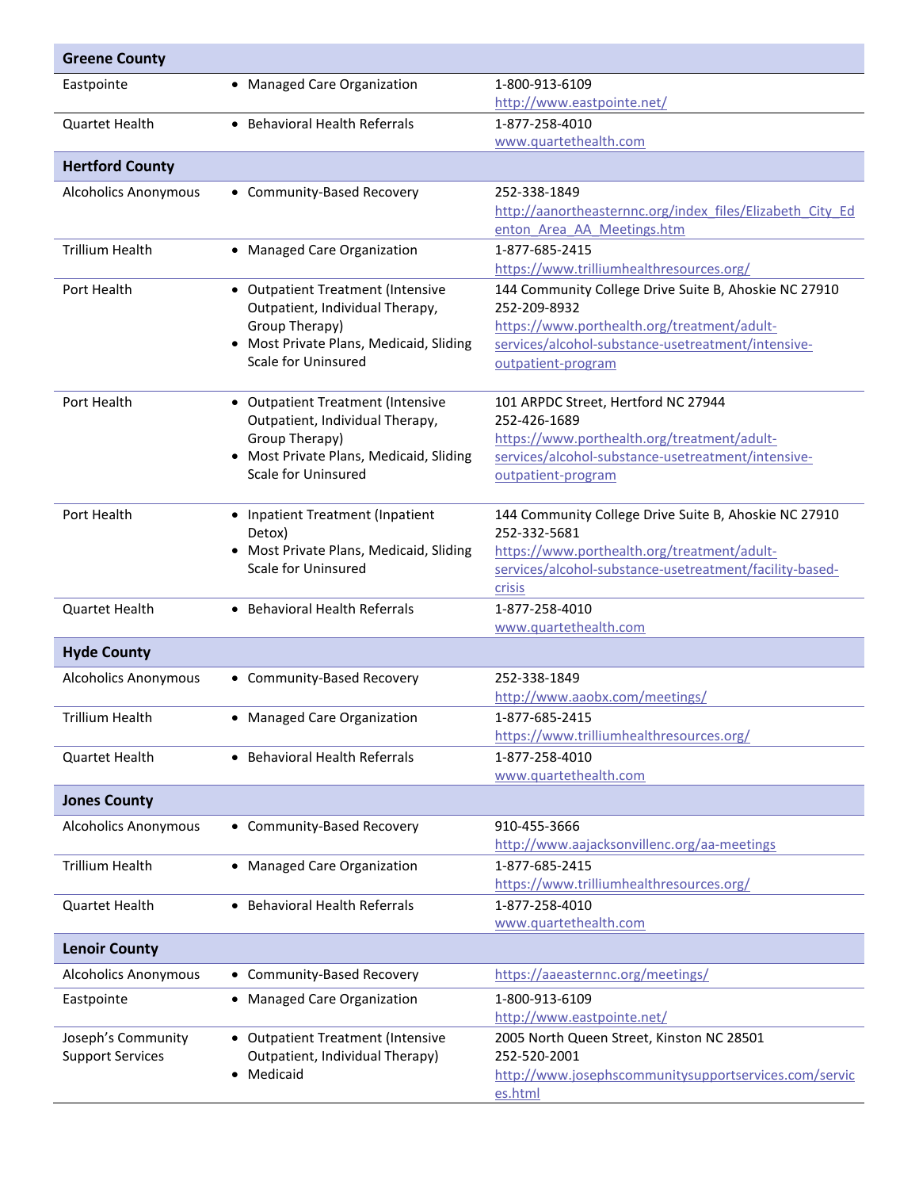| | | |
|---|---|---|
| **Greene County** | | |
| Eastpointe | • Managed Care Organization | 1-800-913-6109<br>http://www.eastpointe.net/ |
| Quartet Health | • Behavioral Health Referrals | 1-877-258-4010<br>www.quartethealth.com |
| **Hertford County** | | |
| Alcoholics Anonymous | • Community-Based Recovery | 252-338-1849<br>http://aanortheasternnc.org/index_files/Elizabeth_City_Edenton_Area_AA_Meetings.htm |
| Trillium Health | • Managed Care Organization | 1-877-685-2415<br>https://www.trilliumhealthresources.org/ |
| Port Health | • Outpatient Treatment (Intensive Outpatient, Individual Therapy, Group Therapy)<br>• Most Private Plans, Medicaid, Sliding Scale for Uninsured | 144 Community College Drive Suite B, Ahoskie NC 27910<br>252-209-8932<br>https://www.porthealth.org/treatment/adult-services/alcohol-substance-usetreatment/intensive-outpatient-program |
| Port Health | • Outpatient Treatment (Intensive Outpatient, Individual Therapy, Group Therapy)<br>• Most Private Plans, Medicaid, Sliding Scale for Uninsured | 101 ARPDC Street, Hertford NC 27944<br>252-426-1689<br>https://www.porthealth.org/treatment/adult-services/alcohol-substance-usetreatment/intensive-outpatient-program |
| Port Health | • Inpatient Treatment (Inpatient Detox)<br>• Most Private Plans, Medicaid, Sliding Scale for Uninsured | 144 Community College Drive Suite B, Ahoskie NC 27910<br>252-332-5681<br>https://www.porthealth.org/treatment/adult-services/alcohol-substance-usetreatment/facility-based-crisis |
| Quartet Health | • Behavioral Health Referrals | 1-877-258-4010<br>www.quartethealth.com |
| **Hyde County** | | |
| Alcoholics Anonymous | • Community-Based Recovery | 252-338-1849<br>http://www.aaobx.com/meetings/ |
| Trillium Health | • Managed Care Organization | 1-877-685-2415<br>https://www.trilliumhealthresources.org/ |
| Quartet Health | • Behavioral Health Referrals | 1-877-258-4010<br>www.quartethealth.com |
| **Jones County** | | |
| Alcoholics Anonymous | • Community-Based Recovery | 910-455-3666<br>http://www.aajacksonvillenc.org/aa-meetings |
| Trillium Health | • Managed Care Organization | 1-877-685-2415<br>https://www.trilliumhealthresources.org/ |
| Quartet Health | • Behavioral Health Referrals | 1-877-258-4010<br>www.quartethealth.com |
| **Lenoir County** | | |
| Alcoholics Anonymous | • Community-Based Recovery | https://aaeasternnc.org/meetings/ |
| Eastpointe | • Managed Care Organization | 1-800-913-6109<br>http://www.eastpointe.net/ |
| Joseph's Community Support Services | • Outpatient Treatment (Intensive Outpatient, Individual Therapy)<br>• Medicaid | 2005 North Queen Street, Kinston NC 28501<br>252-520-2001<br>http://www.josephscommunitysupportservices.com/services.html |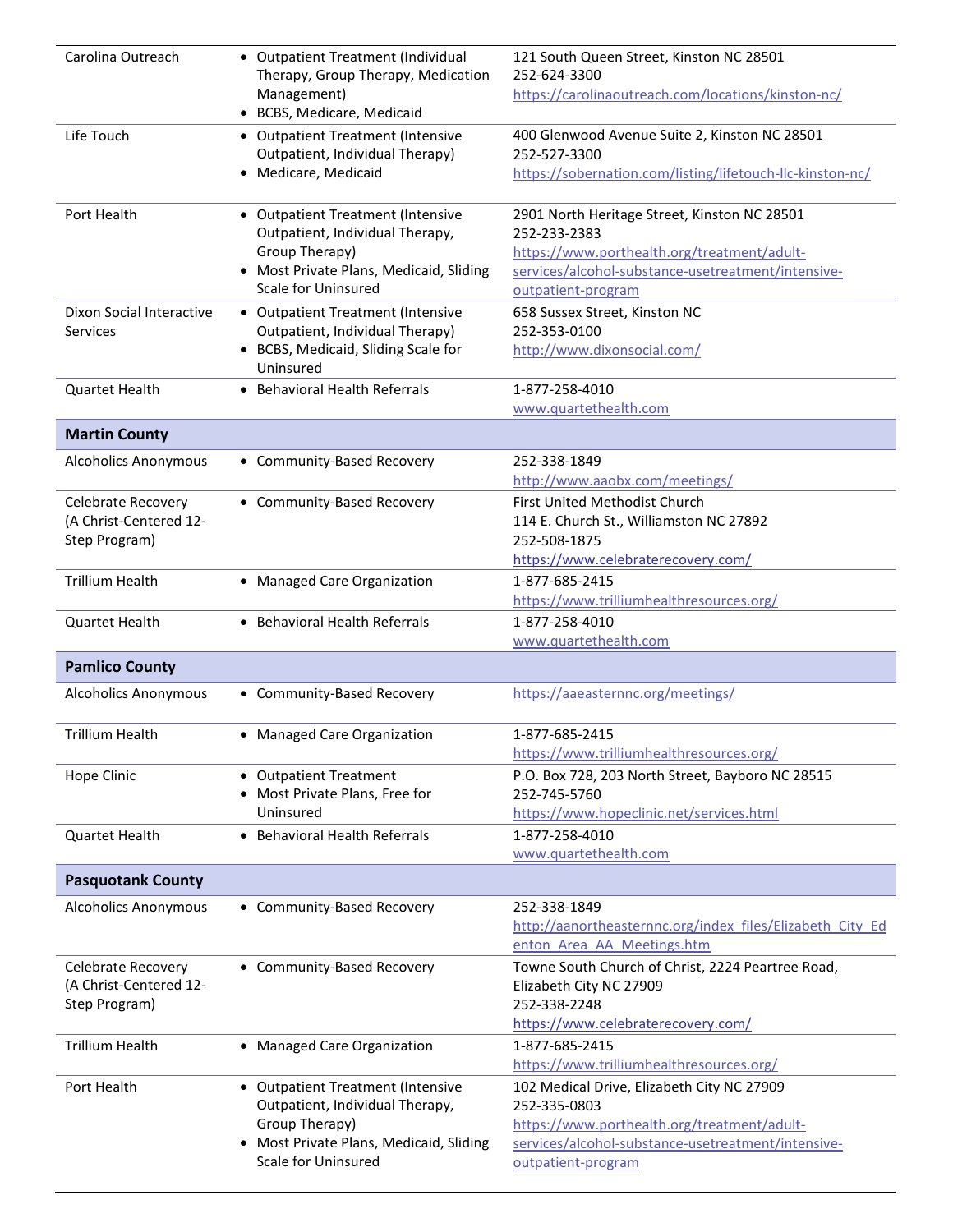| | | |
|---|---|---|
| Carolina Outreach | • Outpatient Treatment (Individual Therapy, Group Therapy, Medication Management)<br>• BCBS, Medicare, Medicaid | 121 South Queen Street, Kinston NC 28501<br>252-624-3300<br>https://carolinaoutreach.com/locations/kinston-nc/ |
| Life Touch | • Outpatient Treatment (Intensive Outpatient, Individual Therapy)<br>• Medicare, Medicaid | 400 Glenwood Avenue Suite 2, Kinston NC 28501<br>252-527-3300<br>https://sobernation.com/listing/lifetouch-llc-kinston-nc/ |
| Port Health | • Outpatient Treatment (Intensive Outpatient, Individual Therapy, Group Therapy)<br>• Most Private Plans, Medicaid, Sliding Scale for Uninsured | 2901 North Heritage Street, Kinston NC 28501<br>252-233-2383<br>https://www.porthealth.org/treatment/adult-services/alcohol-substance-usetreatment/intensive-outpatient-program |
| Dixon Social Interactive Services | • Outpatient Treatment (Intensive Outpatient, Individual Therapy)<br>• BCBS, Medicaid, Sliding Scale for Uninsured | 658 Sussex Street, Kinston NC<br>252-353-0100<br>http://www.dixonsocial.com/ |
| Quartet Health | • Behavioral Health Referrals | 1-877-258-4010<br>www.quartethealth.com |
| **Martin County** | | |
| Alcoholics Anonymous | • Community-Based Recovery | 252-338-1849<br>http://www.aaobx.com/meetings/ |
| Celebrate Recovery (A Christ-Centered 12-Step Program) | • Community-Based Recovery | First United Methodist Church<br>114 E. Church St., Williamston NC 27892<br>252-508-1875<br>https://www.celebraterecovery.com/ |
| Trillium Health | • Managed Care Organization | 1-877-685-2415<br>https://www.trilliumhealthresources.org/ |
| Quartet Health | • Behavioral Health Referrals | 1-877-258-4010<br>www.quartethealth.com |
| **Pamlico County** | | |
| Alcoholics Anonymous | • Community-Based Recovery | https://aaeasternnc.org/meetings/ |
| Trillium Health | • Managed Care Organization | 1-877-685-2415<br>https://www.trilliumhealthresources.org/ |
| Hope Clinic | • Outpatient Treatment<br>• Most Private Plans, Free for Uninsured | P.O. Box 728, 203 North Street, Bayboro NC 28515<br>252-745-5760<br>https://www.hopeclinic.net/services.html |
| Quartet Health | • Behavioral Health Referrals | 1-877-258-4010<br>www.quartethealth.com |
| **Pasquotank County** | | |
| Alcoholics Anonymous | • Community-Based Recovery | 252-338-1849<br>http://aanortheasternnc.org/index_files/Elizabeth_City_Edenton_Area_AA_Meetings.htm |
| Celebrate Recovery (A Christ-Centered 12-Step Program) | • Community-Based Recovery | Towne South Church of Christ, 2224 Peartree Road, Elizabeth City NC 27909<br>252-338-2248<br>https://www.celebraterecovery.com/ |
| Trillium Health | • Managed Care Organization | 1-877-685-2415<br>https://www.trilliumhealthresources.org/ |
| Port Health | • Outpatient Treatment (Intensive Outpatient, Individual Therapy, Group Therapy)<br>• Most Private Plans, Medicaid, Sliding Scale for Uninsured | 102 Medical Drive, Elizabeth City NC 27909<br>252-335-0803<br>https://www.porthealth.org/treatment/adult-services/alcohol-substance-usetreatment/intensive-outpatient-program |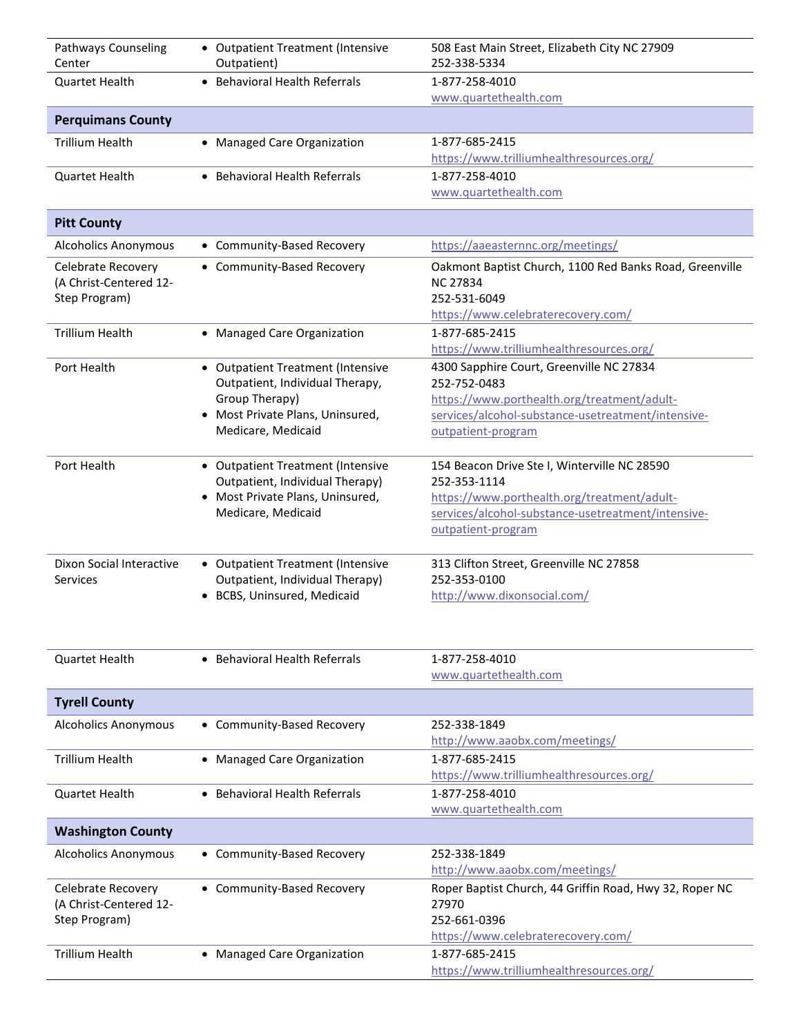| | | |
|---|---|---|
| Pathways Counseling Center | • Outpatient Treatment (Intensive Outpatient) | 508 East Main Street, Elizabeth City NC 27909<br>252-338-5334 |
| Quartet Health | • Behavioral Health Referrals | 1-877-258-4010<br>www.quartethealth.com |
| **Perquimans County** | | |
| Trillium Health | • Managed Care Organization | 1-877-685-2415<br>https://www.trilliumhealthresources.org/ |
| Quartet Health | • Behavioral Health Referrals | 1-877-258-4010<br>www.quartethealth.com |
| **Pitt County** | | |
| Alcoholics Anonymous | • Community-Based Recovery | https://aaeasternnc.org/meetings/ |
| Celebrate Recovery (A Christ-Centered 12-Step Program) | • Community-Based Recovery | Oakmont Baptist Church, 1100 Red Banks Road, Greenville NC 27834<br>252-531-6049<br>https://www.celebraterecovery.com/ |
| Trillium Health | • Managed Care Organization | 1-877-685-2415<br>https://www.trilliumhealthresources.org/ |
| Port Health | • Outpatient Treatment (Intensive Outpatient, Individual Therapy, Group Therapy)<br>• Most Private Plans, Uninsured, Medicare, Medicaid | 4300 Sapphire Court, Greenville NC 27834<br>252-752-0483<br>https://www.porthealth.org/treatment/adult-services/alcohol-substance-usetreatment/intensive-outpatient-program |
| Port Health | • Outpatient Treatment (Intensive Outpatient, Individual Therapy)<br>• Most Private Plans, Uninsured, Medicare, Medicaid | 154 Beacon Drive Ste I, Winterville NC 28590<br>252-353-1114<br>https://www.porthealth.org/treatment/adult-services/alcohol-substance-usetreatment/intensive-outpatient-program |
| Dixon Social Interactive Services | • Outpatient Treatment (Intensive Outpatient, Individual Therapy)<br>• BCBS, Uninsured, Medicaid | 313 Clifton Street, Greenville NC 27858<br>252-353-0100<br>http://www.dixonsocial.com/ |
| Quartet Health | • Behavioral Health Referrals | 1-877-258-4010<br>www.quartethealth.com |
| **Tyrell County** | | |
| Alcoholics Anonymous | • Community-Based Recovery | 252-338-1849<br>http://www.aaobx.com/meetings/ |
| Trillium Health | • Managed Care Organization | 1-877-685-2415<br>https://www.trilliumhealthresources.org/ |
| Quartet Health | • Behavioral Health Referrals | 1-877-258-4010<br>www.quartethealth.com |
| **Washington County** | | |
| Alcoholics Anonymous | • Community-Based Recovery | 252-338-1849<br>http://www.aaobx.com/meetings/ |
| Celebrate Recovery (A Christ-Centered 12-Step Program) | • Community-Based Recovery | Roper Baptist Church, 44 Griffin Road, Hwy 32, Roper NC 27970<br>252-661-0396<br>https://www.celebraterecovery.com/ |
| Trillium Health | • Managed Care Organization | 1-877-685-2415<br>https://www.trilliumhealthresources.org/ |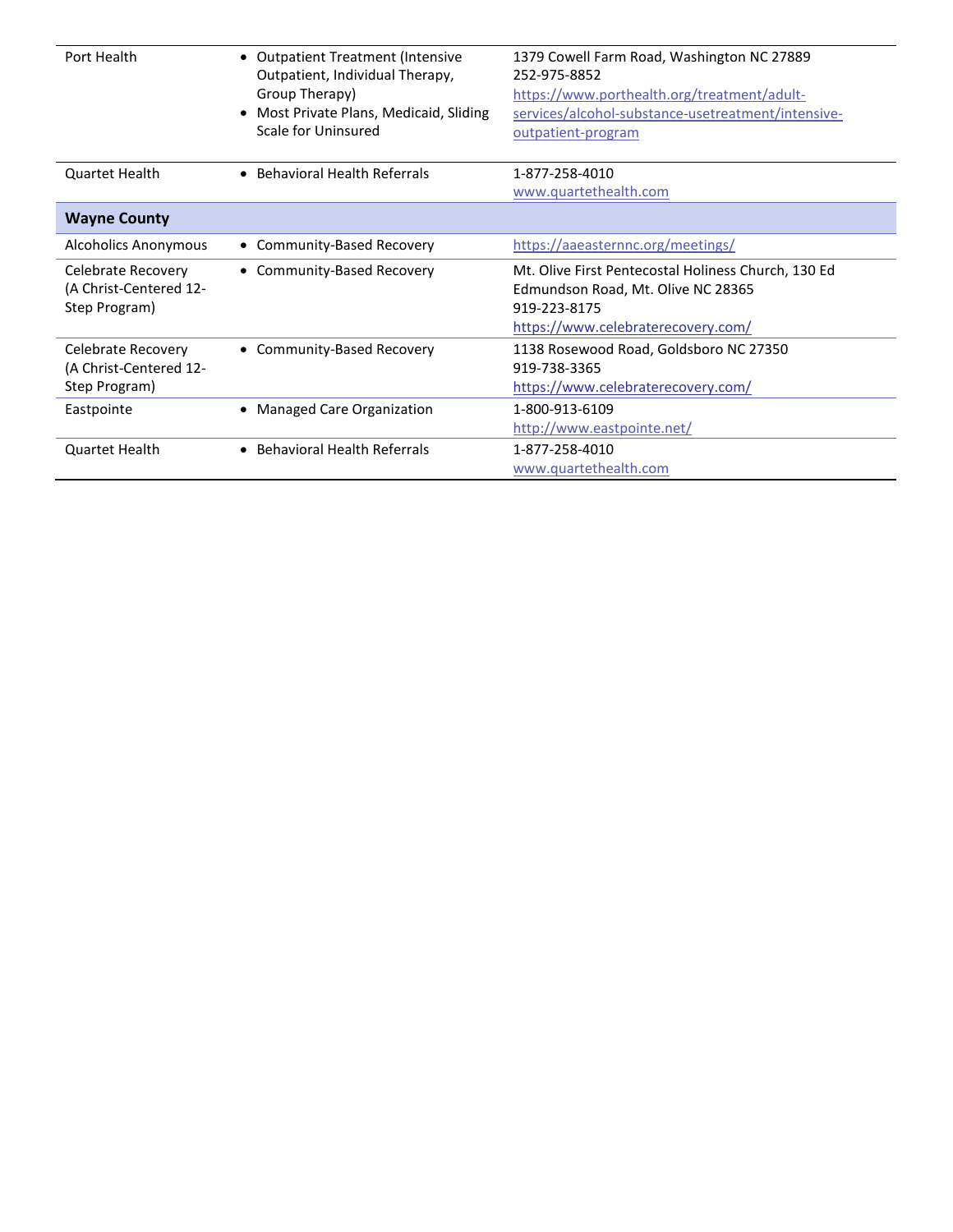| | | |
|---|---|---|
| Port Health | • Outpatient Treatment (Intensive Outpatient, Individual Therapy, Group Therapy)<br>• Most Private Plans, Medicaid, Sliding Scale for Uninsured | 1379 Cowell Farm Road, Washington NC 27889<br>252-975-8852<br>https://www.porthealth.org/treatment/adult-services/alcohol-substance-usetreatment/intensive-outpatient-program |
| Quartet Health | • Behavioral Health Referrals | 1-877-258-4010<br>www.quartethealth.com |
| **Wayne County** | | |
| Alcoholics Anonymous | • Community-Based Recovery | https://aaeasternnc.org/meetings/ |
| Celebrate Recovery (A Christ-Centered 12-Step Program) | • Community-Based Recovery | Mt. Olive First Pentecostal Holiness Church, 130 Ed Edmundson Road, Mt. Olive NC 28365<br>919-223-8175<br>https://www.celebraterecovery.com/ |
| Celebrate Recovery (A Christ-Centered 12-Step Program) | • Community-Based Recovery | 1138 Rosewood Road, Goldsboro NC 27350<br>919-738-3365<br>https://www.celebraterecovery.com/ |
| Eastpointe | • Managed Care Organization | 1-800-913-6109<br>http://www.eastpointe.net/ |
| Quartet Health | • Behavioral Health Referrals | 1-877-258-4010<br>www.quartethealth.com |